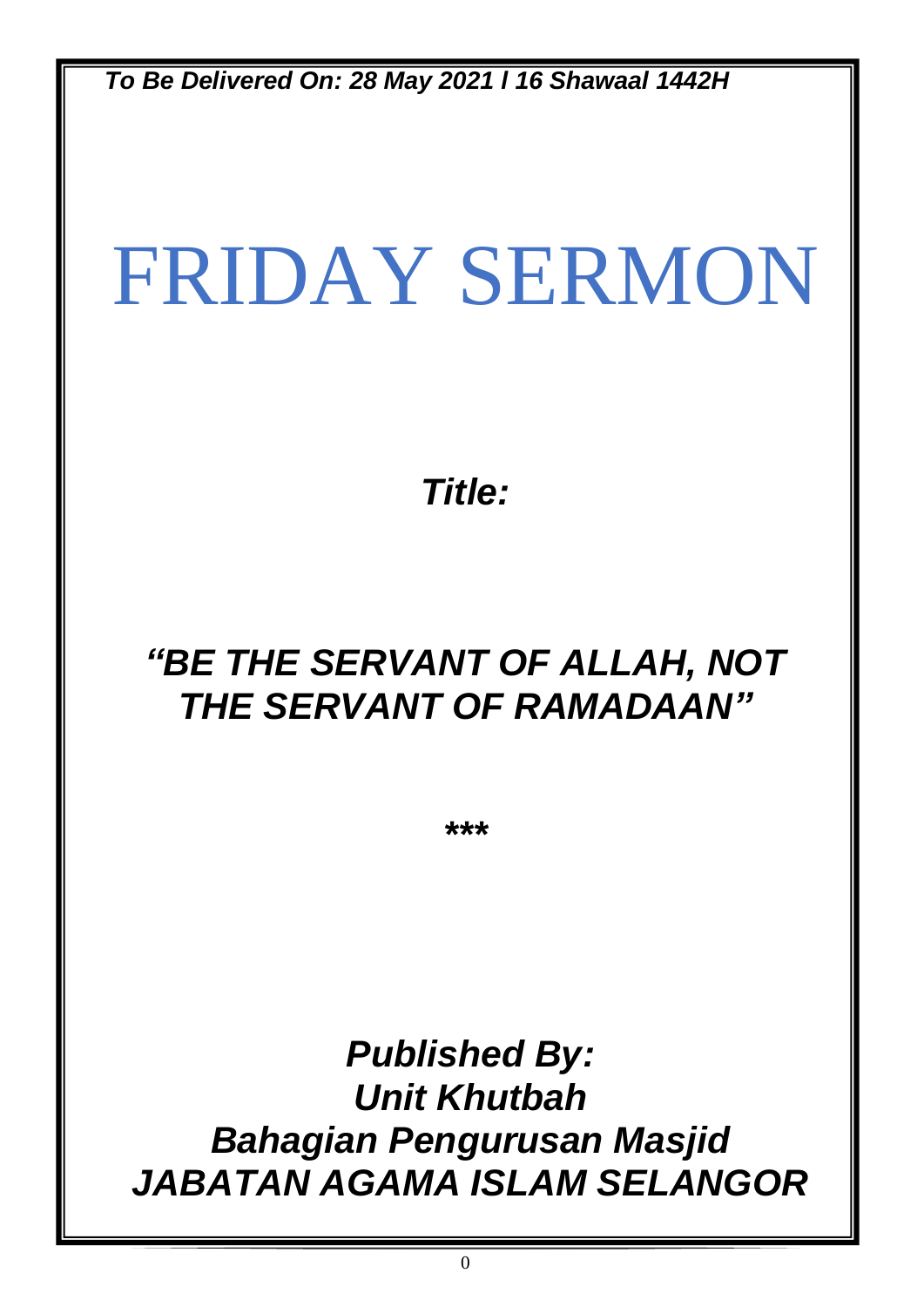***To Be Delivered On: 28 May 2021 l 16 Shawaal 1442H***

# FRIDAY SERMON

***Title:***

## *“BE THE SERVANT OF ALLAH, NOT THE SERVANT OF RAMADAAN”*

*\*\*\**

***Published By:***
***Unit Khutbah***
***Bahagian Pengurusan Masjid***
***JABATAN AGAMA ISLAM SELANGOR***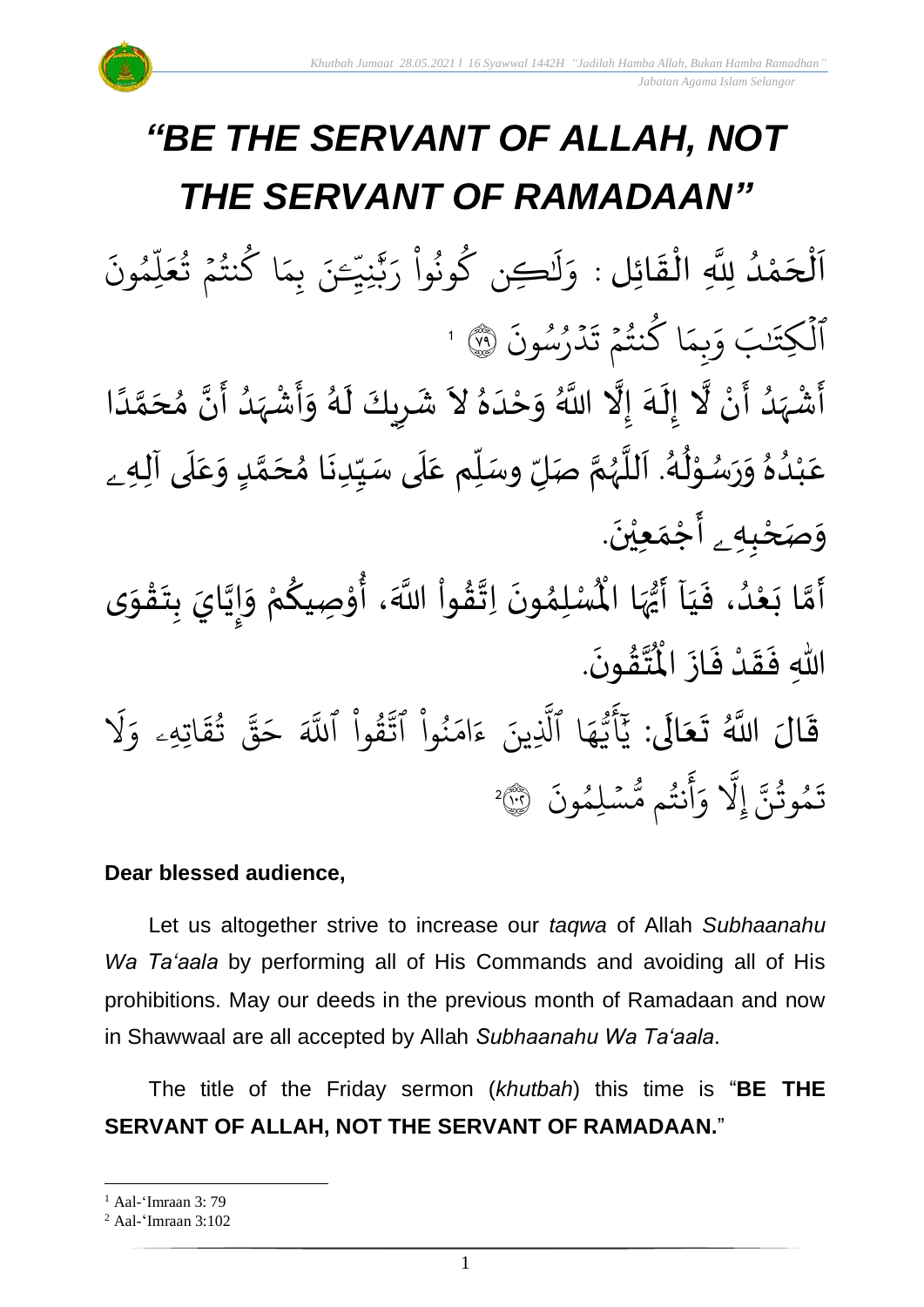#  *"BE THE SERVANT OF ALLAH, NOT THE SERVANT OF RAMADAAN"*

اَلْحَمْدُ لِلَّهِ الْقَائِل : وَلَٰكِن كُونُواْ رَبَّٰنِيِّـۧنَ بِمَا كُنتُمۡ تُعَلِّمُونَ ٱلۡكِتَٰبَ وَبِمَا كُنتُمۡ تَدۡرُسُونَ ۝٧٩ [1]

أَشْهَدُ أَنْ لَّا إِلَهَ إِلَّا اللَّهُ وَحْدَهُ لاَ شَرِيكَ لَهُ وَأَشْهَدُ أَنَّ مُحَمَّدًا عَبْدُهُ وَرَسُوْلُهُ. اَللَّهُمَّ صَلِّ وسَلِّم عَلَى سَيِّدِنَا مُحَمَّدٍ وَعَلَى آلِهِ وَصَحْبِهِ أَجْمَعِيْنَ.

أَمَّا بَعْدُ، فَيَا أَيُّهَا الْمُسْلِمُونَ اِتَّقُواْ اللَّهَ، أُوْصِيكُمْ وَإِيَّايَ بِتَقْوَى اللهِ فَقَدْ فَازَ الْمُتَّقُونَ.

قَالَ اللَّهُ تَعَالَى: يَٰٓأَيُّهَا ٱلَّذِينَ ءَامَنُواْ ٱتَّقُواْ ٱللَّهَ حَقَّ تُقَاتِهِۦ وَلَا تَمُوتُنَّ إِلَّا وَأَنتُم مُّسۡلِمُونَ ۝١٠٢ [2]

**Dear blessed audience,**

Let us altogether strive to increase our *taqwa* of Allah *Subhaanahu Wa Ta'aala* by performing all of His Commands and avoiding all of His prohibitions. May our deeds in the previous month of Ramadaan and now in Shawwaal are all accepted by Allah *Subhaanahu Wa Ta'aala*.

The title of the Friday sermon (*khutbah*) this time is "**BE THE SERVANT OF ALLAH, NOT THE SERVANT OF RAMADAAN.**"

[1] Aal-'Imraan 3: 79

[2] Aal-'Imraan 3:102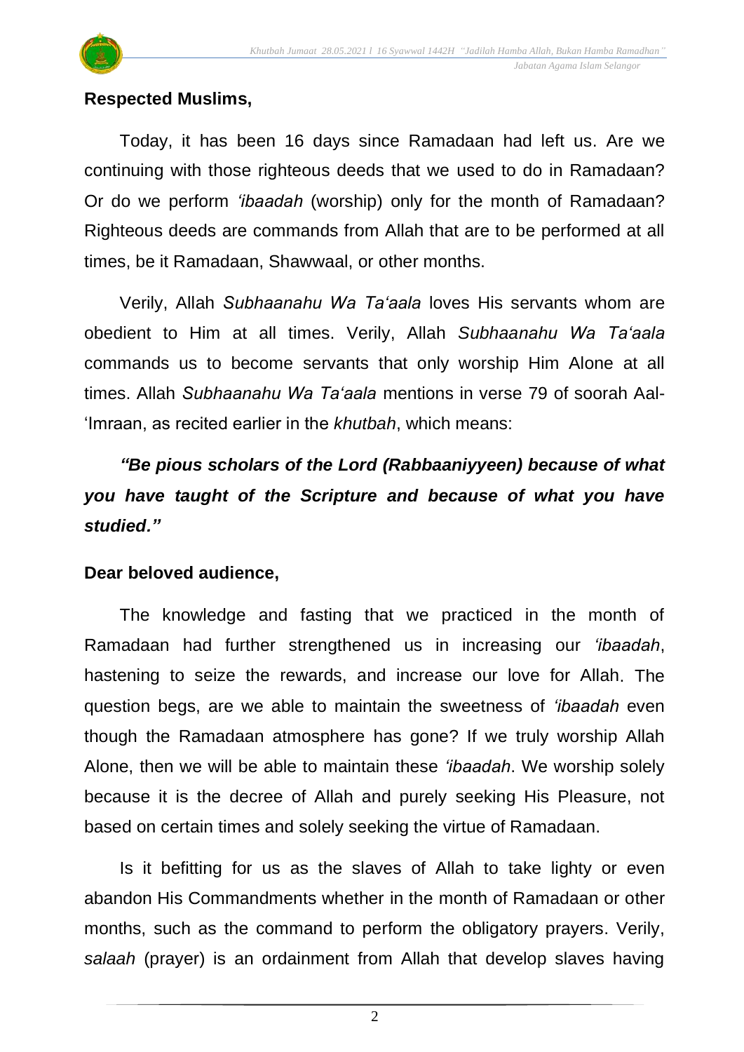**Respected Muslims,**

Today, it has been 16 days since Ramadaan had left us. Are we continuing with those righteous deeds that we used to do in Ramadaan? Or do we perform *'ibaadah* (worship) only for the month of Ramadaan? Righteous deeds are commands from Allah that are to be performed at all times, be it Ramadaan, Shawwaal, or other months.

Verily, Allah *Subhaanahu Wa Ta'aala* loves His servants whom are obedient to Him at all times. Verily, Allah *Subhaanahu Wa Ta'aala* commands us to become servants that only worship Him Alone at all times. Allah *Subhaanahu Wa Ta'aala* mentions in verse 79 of soorah Aal-'Imraan, as recited earlier in the *khutbah*, which means:

***"Be pious scholars of the Lord (Rabbaaniyyeen) because of what you have taught of the Scripture and because of what you have studied."***

**Dear beloved audience,**

The knowledge and fasting that we practiced in the month of Ramadaan had further strengthened us in increasing our *'ibaadah*, hastening to seize the rewards, and increase our love for Allah. The question begs, are we able to maintain the sweetness of *'ibaadah* even though the Ramadaan atmosphere has gone? If we truly worship Allah Alone, then we will be able to maintain these *'ibaadah*. We worship solely because it is the decree of Allah and purely seeking His Pleasure, not based on certain times and solely seeking the virtue of Ramadaan.

Is it befitting for us as the slaves of Allah to take lighty or even abandon His Commandments whether in the month of Ramadaan or other months, such as the command to perform the obligatory prayers. Verily, *salaah* (prayer) is an ordainment from Allah that develop slaves having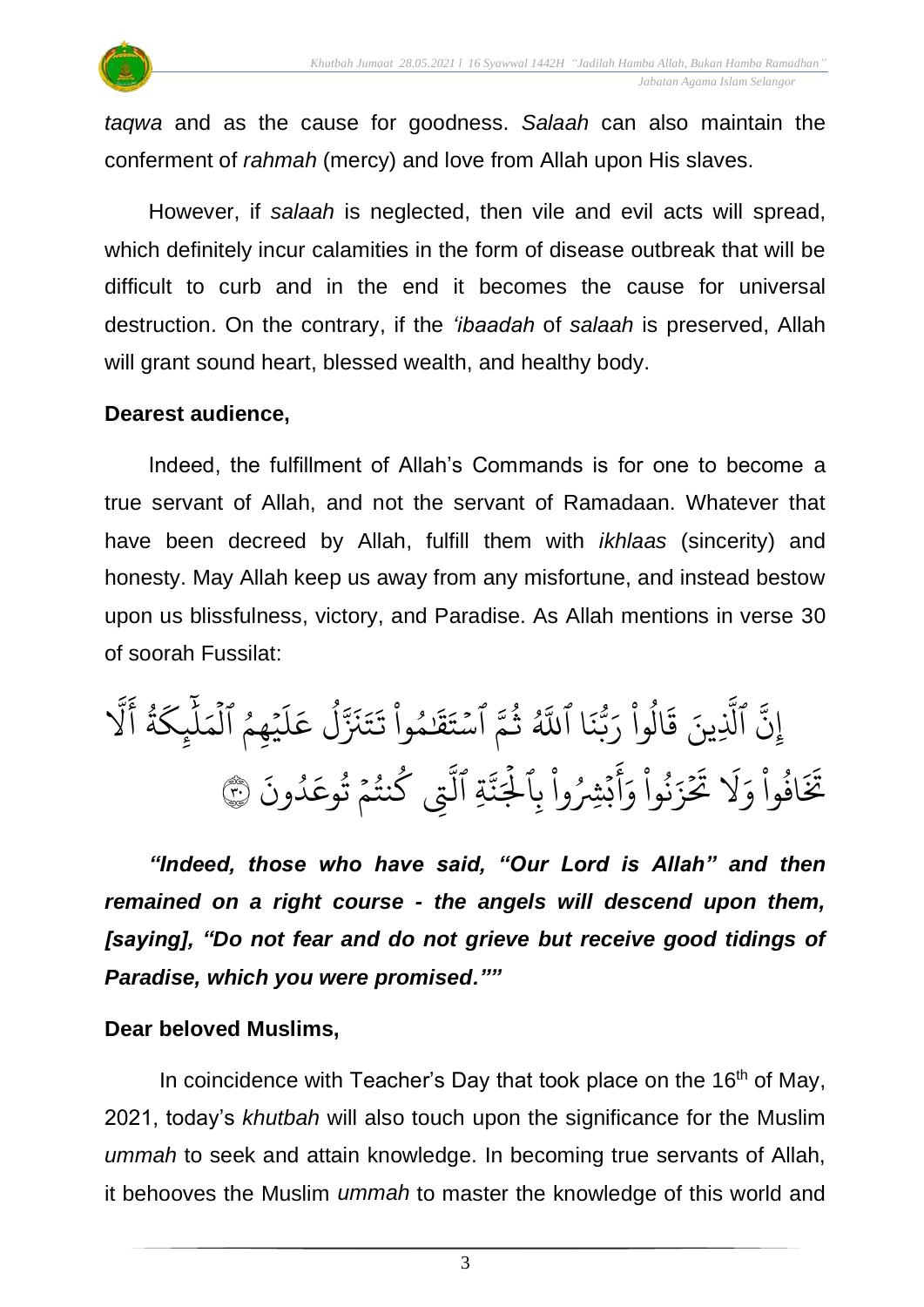*taqwa* and as the cause for goodness. *Salaah* can also maintain the conferment of *rahmah* (mercy) and love from Allah upon His slaves.

However, if *salaah* is neglected, then vile and evil acts will spread, which definitely incur calamities in the form of disease outbreak that will be difficult to curb and in the end it becomes the cause for universal destruction. On the contrary, if the *'ibaadah* of *salaah* is preserved, Allah will grant sound heart, blessed wealth, and healthy body.

**Dearest audience,**

Indeed, the fulfillment of Allah's Commands is for one to become a true servant of Allah, and not the servant of Ramadaan. Whatever that have been decreed by Allah, fulfill them with *ikhlaas* (sincerity) and honesty. May Allah keep us away from any misfortune, and instead bestow upon us blissfulness, victory, and Paradise. As Allah mentions in verse 30 of soorah Fussilat:

إِنَّ ٱلَّذِينَ قَالُواْ رَبُّنَا ٱللَّهُ ثُمَّ ٱسۡتَقَٰمُواْ تَتَنَزَّلُ عَلَيۡهِمُ ٱلۡمَلَٰٓئِكَةُ أَلَّا تَخَافُواْ وَلَا تَحۡزَنُواْ وَأَبۡشِرُواْ بِٱلۡجَنَّةِ ٱلَّتِي كُنتُمۡ تُوعَدُونَ ٣٠

***"Indeed, those who have said, "Our Lord is Allah" and then remained on a right course - the angels will descend upon them, [saying], "Do not fear and do not grieve but receive good tidings of Paradise, which you were promised.""***

**Dear beloved Muslims,**

In coincidence with Teacher's Day that took place on the 16th of May, 2021, today's *khutbah* will also touch upon the significance for the Muslim *ummah* to seek and attain knowledge. In becoming true servants of Allah, it behooves the Muslim *ummah* to master the knowledge of this world and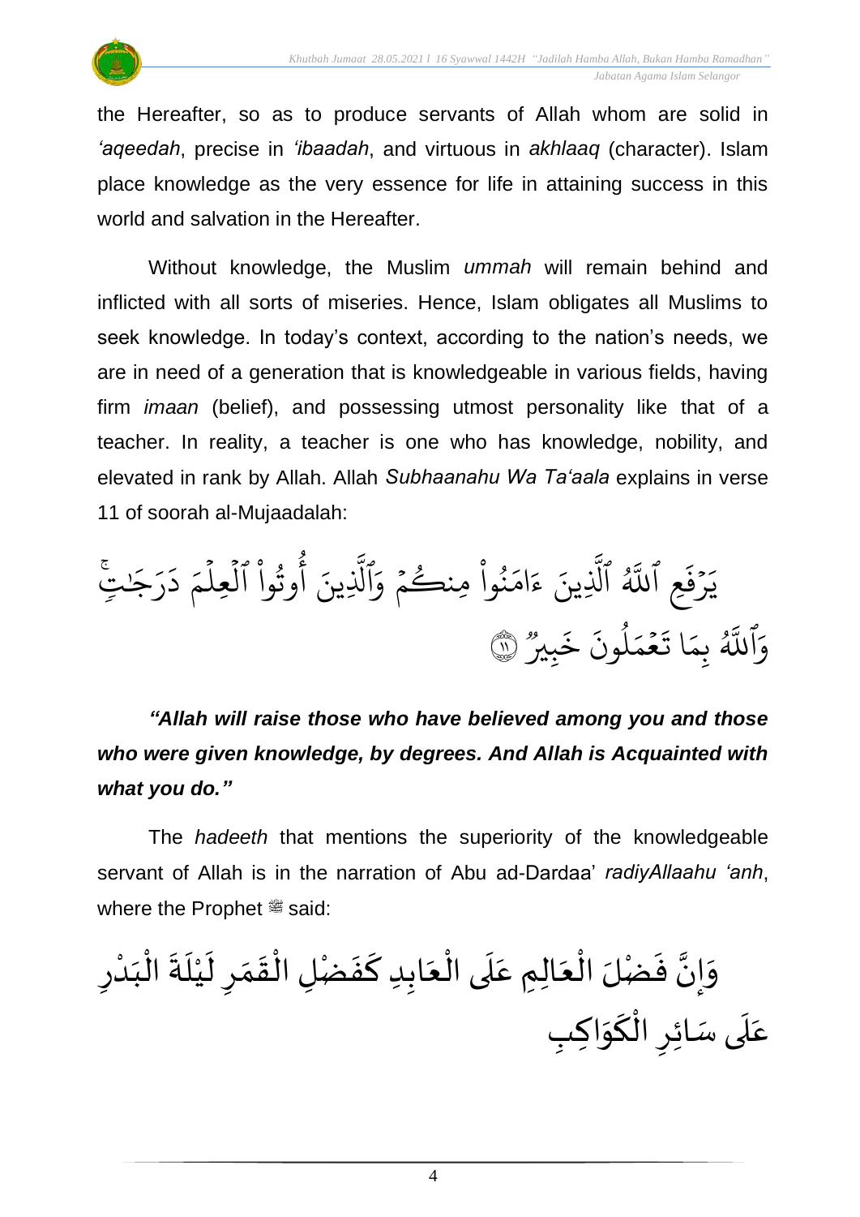the Hereafter, so as to produce servants of Allah whom are solid in *'aqeedah*, precise in *'ibaadah*, and virtuous in *akhlaaq* (character). Islam place knowledge as the very essence for life in attaining success in this world and salvation in the Hereafter.

Without knowledge, the Muslim *ummah* will remain behind and inflicted with all sorts of miseries. Hence, Islam obligates all Muslims to seek knowledge. In today's context, according to the nation's needs, we are in need of a generation that is knowledgeable in various fields, having firm *imaan* (belief), and possessing utmost personality like that of a teacher. In reality, a teacher is one who has knowledge, nobility, and elevated in rank by Allah. Allah *Subhaanahu Wa Ta'aala* explains in verse 11 of soorah al-Mujaadalah:

يَرْفَعِ ٱللَّهُ ٱلَّذِينَ ءَامَنُوا۟ مِنكُمْ وَٱلَّذِينَ أُوتُوا۟ ٱلْعِلْمَ دَرَجَٰتٍ ۚ وَٱللَّهُ بِمَا تَعْمَلُونَ خَبِيرٌ ﴿١١﴾

***"Allah will raise those who have believed among you and those who were given knowledge, by degrees. And Allah is Acquainted with what you do."***

The *hadeeth* that mentions the superiority of the knowledgeable servant of Allah is in the narration of Abu ad-Dardaa' *radiyAllaahu 'anh*, where the Prophet ﷺ said:

وَإِنَّ فَضْلَ الْعَالِمِ عَلَى الْعَابِدِ كَفَضْلِ الْقَمَرِ لَيْلَةَ الْبَدْرِ عَلَى سَائِرِ الْكَوَاكِبِ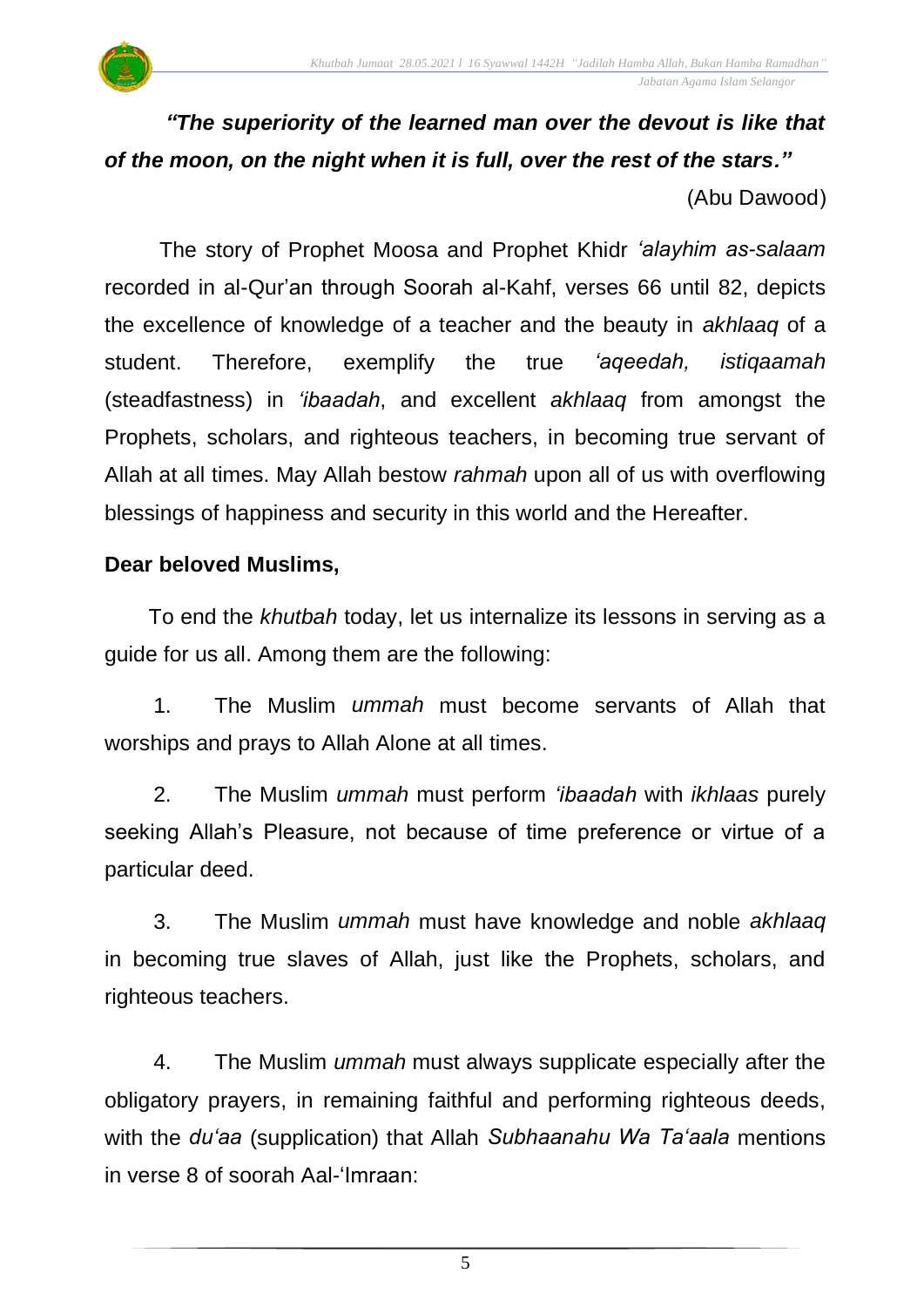***"The superiority of the learned man over the devout is like that of the moon, on the night when it is full, over the rest of the stars."***

(Abu Dawood)

The story of Prophet Moosa and Prophet Khidr *'alayhim as-salaam* recorded in al-Qur'an through Soorah al-Kahf, verses 66 until 82, depicts the excellence of knowledge of a teacher and the beauty in *akhlaaq* of a student. Therefore, exemplify the true *'aqeedah, istiqaamah* (steadfastness) in *'ibaadah*, and excellent *akhlaaq* from amongst the Prophets, scholars, and righteous teachers, in becoming true servant of Allah at all times. May Allah bestow *rahmah* upon all of us with overflowing blessings of happiness and security in this world and the Hereafter.

**Dear beloved Muslims,**

To end the *khutbah* today, let us internalize its lessons in serving as a guide for us all. Among them are the following:

1. The Muslim *ummah* must become servants of Allah that worships and prays to Allah Alone at all times.

2. The Muslim *ummah* must perform *'ibaadah* with *ikhlaas* purely seeking Allah's Pleasure, not because of time preference or virtue of a particular deed.

3. The Muslim *ummah* must have knowledge and noble *akhlaaq* in becoming true slaves of Allah, just like the Prophets, scholars, and righteous teachers.

4. The Muslim *ummah* must always supplicate especially after the obligatory prayers, in remaining faithful and performing righteous deeds, with the *du'aa* (supplication) that Allah *Subhaanahu Wa Ta'aala* mentions in verse 8 of soorah Aal-'Imraan: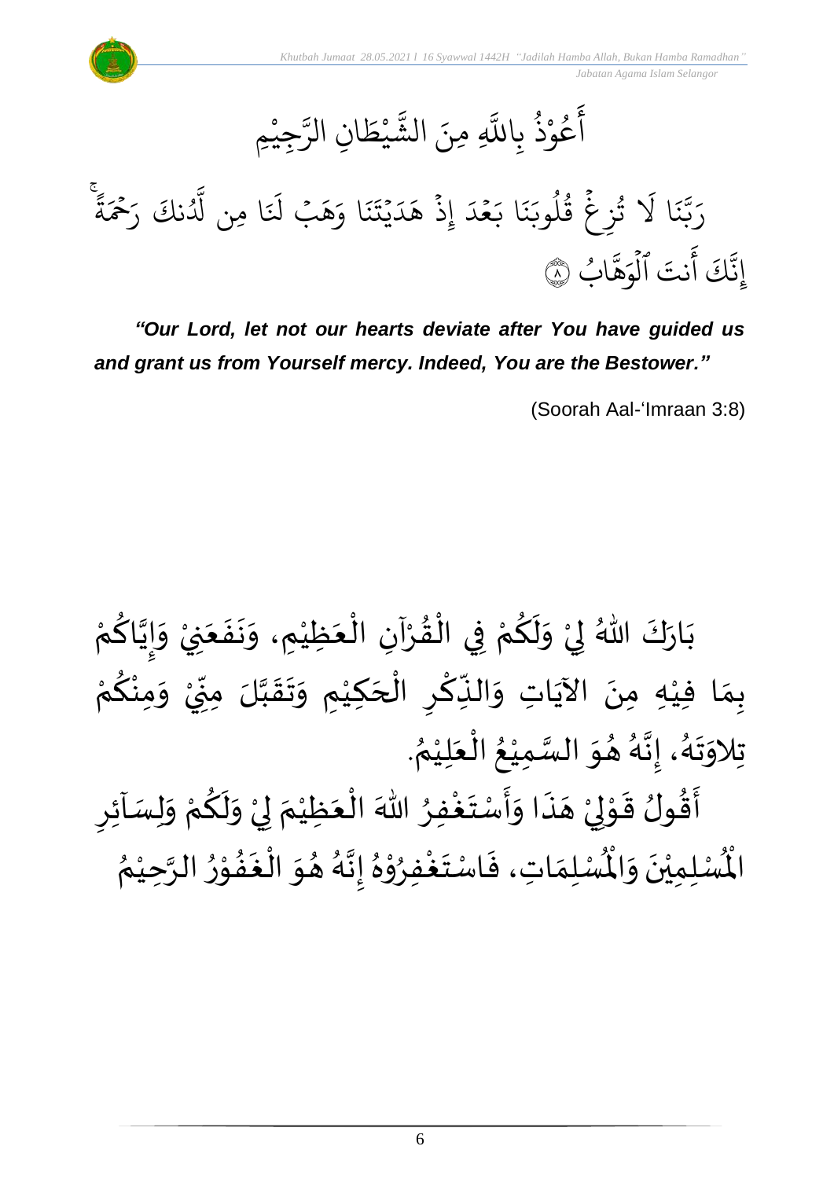أَعُوْذُ بِاللَّهِ مِنَ الشَّيْطَانِ الرَّجِيْمِ

رَبَّنَا لَا تُزِغْ قُلُوبَنَا بَعْدَ إِذْ هَدَيْتَنَا وَهَبْ لَنَا مِن لَّدُنكَ رَحْمَةً ۚ إِنَّكَ أَنتَ ٱلْوَهَّابُ ۝٨

***"Our Lord, let not our hearts deviate after You have guided us and grant us from Yourself mercy. Indeed, You are the Bestower."***

(Soorah Aal-'Imraan 3:8)

بَارَكَ اللهُ لِيْ وَلَكُمْ فِي الْقُرْآنِ الْعَظِيْمِ، وَنَفَعَنِيْ وَإِيَّاكُمْ بِمَا فِيْهِ مِنَ الآيَاتِ وَالذِّكْرِ الْحَكِيْمِ وَتَقَبَّلَ مِنِّيْ وَمِنْكُمْ تِلاوَتَهُ، إِنَّهُ هُوَ السَّمِيْعُ الْعَلِيْمُ.

أَقُولُ قَوْلِيْ هَذَا وَأَسْتَغْفِرُ اللهَ الْعَظِيْمَ لِيْ وَلَكُمْ وَلِسَآئِرِ الْمُسْلِمِيْنَ وَالْمُسْلِمَاتِ، فَاسْتَغْفِرُوْهُ إِنَّهُ هُوَ الْغَفُوْرُ الرَّحِيْمُ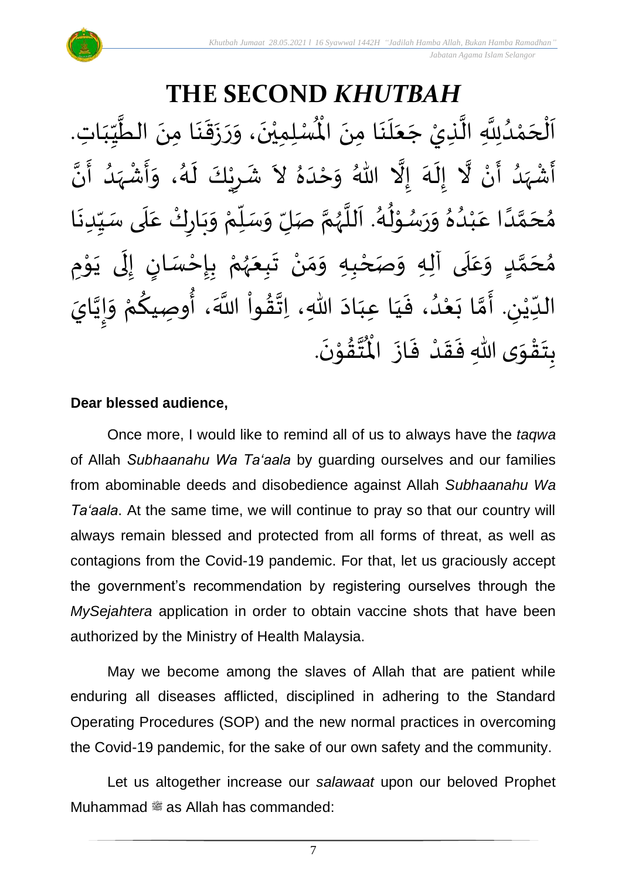# THE SECOND *KHUTBAH*

اَلْحَمْدُلِلَّهِ الَّذِيْ جَعَلَنَا مِنَ الْمُسْلِمِيْنَ، وَرَزَقَنَا مِنَ الطَّيِّبَاتِ. أَشْهَدُ أَنْ لَّا إِلَهَ إِلَّا اللهُ وَحْدَهُ لاَ شَرِيْكَ لَهُ، وَأَشْهَدُ أَنَّ مُحَمَّدًا عَبْدُهُ وَرَسُوْلُهُ. اَللَّهُمَّ صَلِّ وَسَلِّمْ وَبَارِكْ عَلَى سَيِّدِنَا مُحَمَّدٍ وَعَلَى آلِهِ وَصَحْبِهِ وَمَنْ تَبِعَهُمْ بِإِحْسَانٍ إِلَى يَوْمِ الدِّيْنِ. أَمَّا بَعْدُ، فَيَا عِبَادَ اللهِ، اِتَّقُواْ اللَّهَ، أُوصِيكُمْ وَإِيَّايَ بِتَقْوَى اللهِ فَقَدْ فَازَ الْمُتَّقُوْنَ.

**Dear blessed audience,**

Once more, I would like to remind all of us to always have the *taqwa* of Allah *Subhaanahu Wa Ta'aala* by guarding ourselves and our families from abominable deeds and disobedience against Allah *Subhaanahu Wa Ta'aala*. At the same time, we will continue to pray so that our country will always remain blessed and protected from all forms of threat, as well as contagions from the Covid-19 pandemic. For that, let us graciously accept the government's recommendation by registering ourselves through the *MySejahtera* application in order to obtain vaccine shots that have been authorized by the Ministry of Health Malaysia.

May we become among the slaves of Allah that are patient while enduring all diseases afflicted, disciplined in adhering to the Standard Operating Procedures (SOP) and the new normal practices in overcoming the Covid-19 pandemic, for the sake of our own safety and the community.

Let us altogether increase our *salawaat* upon our beloved Prophet Muhammad ﷺ as Allah has commanded: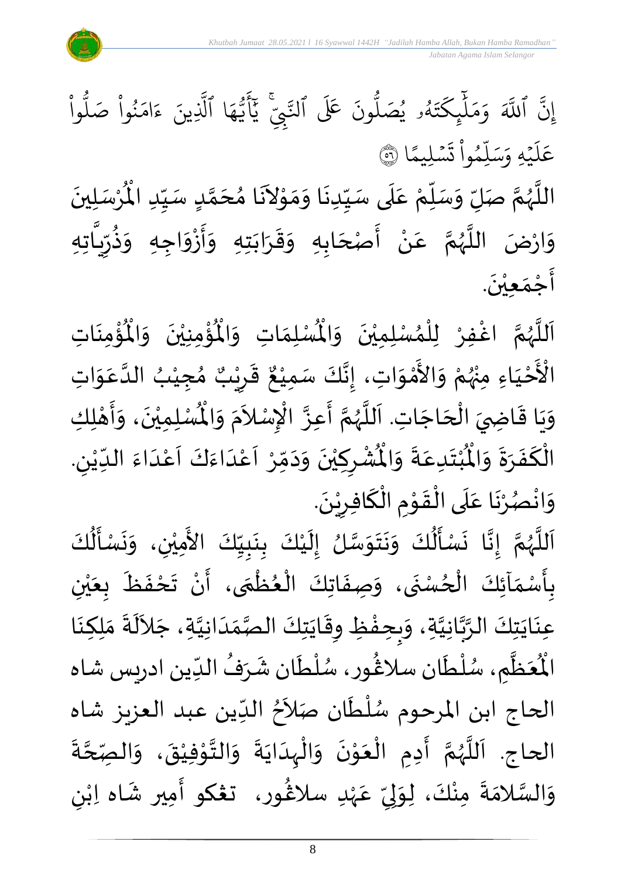إِنَّ ٱللَّهَ وَمَلَٰٓئِكَتَهُۥ يُصَلُّونَ عَلَى ٱلنَّبِيِّۚ يَٰٓأَيُّهَا ٱلَّذِينَ ءَامَنُواْ صَلُّواْ عَلَيۡهِ وَسَلِّمُواْ تَسۡلِيمًا ﴿٥٦﴾

اللَّهُمَّ صَلِّ وَسَلِّمْ عَلَى سَيِّدِنَا وَمَوْلاَنَا مُحَمَّدٍ سَيِّدِ الْمُرْسَلِينَ وَارْضَ اللَّهُمَّ عَنْ أَصْحَابِهِ وَقَرَابَتِهِ وَأَزْوَاجِهِ وَذُرِّيَّاتِهِ أَجْمَعِيْنَ.

اَللَّهُمَّ اغْفِرْ لِلْمُسْلِمِيْنَ وَالْمُسْلِمَاتِ وَالْمُؤْمِنِيْنَ وَالْمُؤْمِنَاتِ الْأَحْيَاءِ مِنْهُمْ وَالأَمْوَاتِ، إِنَّكَ سَمِيْعٌ قَرِيْبٌ مُجِيْبُ الدَّعَوَاتِ وَيَا قَاضِيَ الْحَاجَاتِ. اَللَّهُمَّ أَعِزَّ الْإِسْلاَمَ وَالْمُسْلِمِيْنَ، وَأَهْلِكِ الْكَفَرَةَ وَالْمُبْتَدِعَةَ وَالْمُشْرِكِيْنَ وَدَمِّرْ اَعْدَاءَكَ اَعْدَاءَ الدِّيْنِ. وَانْصُرْنَا عَلَى الْقَوْمِ الْكَافِرِيْنَ.

اَللَّهُمَّ إِنَّا نَسْأَلُكَ وَنَتَوَسَّلُ إِلَيْكَ بِنَبِيِّكَ الأَمِيْنِ، وَنَسْأَلُكَ بِأَسْمَآئِكَ الْحُسْنَى، وَصِفَاتِكَ الْعُظْمَى، أَنْ تَحْفَظَ بِعَيْنِ عِنَايَتِكَ الرَّبَّانِيَّةِ، وَبِحِفْظِ وِقَايَتِكَ الصَّمَدَانِيَّةِ، جَلاَلَةَ مَلِكِنَا الْمُعَظَّمِ، سُلْطَان سلاڠُور، سُلْطَان شَرَفُ الدِّين ادريس شاه الحاج ابن المرحوم سُلْطَان صَلاَحُ الدِّين عبد العزيز شاه الحاج. اَللَّهُمَّ أَدِمِ الْعَوْنَ وَالْهِدَايَةَ وَالتَّوْفِيْقَ، وَالصِّحَّةَ وَالسَّلامَةَ مِنْكَ، لِوَلِيِّ عَهْدِ سلاڠُور، تڠكو أَمِير شَاه اِبْنِ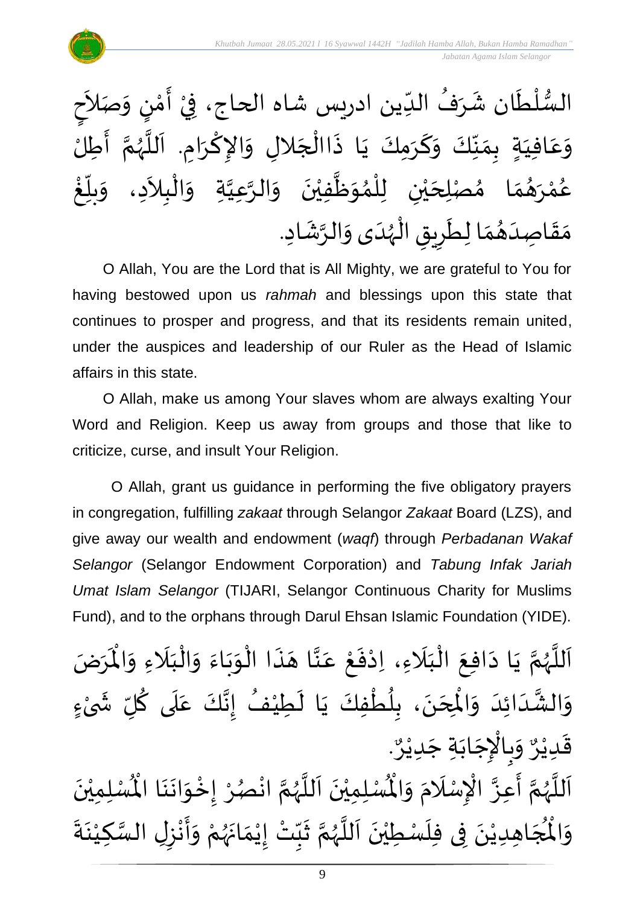السُّلْطَان شَرَفُ الدِّين ادريس شاه الحاج، فِيْ أَمْنٍ وَصَلاَحٍ وَعَافِيَةٍ بِمَنِّكَ وَكَرَمِكَ يَا ذَاالْجَلالِ وَالإِكْرَامِ. اَللَّهُمَّ أَطِلْ عُمْرَهُمَا مُصْلِحَيْنِ لِلْمُوَظَّفِيْنَ وَالرَّعِيَّةِ وَالْبِلاَدِ، وَبلِّغْ مَقَاصِدَهُمَا لِطَرِيقِ الْهُدَى وَالرَّشَادِ.

O Allah, You are the Lord that is All Mighty, we are grateful to You for having bestowed upon us *rahmah* and blessings upon this state that continues to prosper and progress, and that its residents remain united, under the auspices and leadership of our Ruler as the Head of Islamic affairs in this state.

O Allah, make us among Your slaves whom are always exalting Your Word and Religion. Keep us away from groups and those that like to criticize, curse, and insult Your Religion.

O Allah, grant us guidance in performing the five obligatory prayers in congregation, fulfilling *zakaat* through Selangor *Zakaat* Board (LZS), and give away our wealth and endowment (*waqf*) through *Perbadanan Wakaf Selangor* (Selangor Endowment Corporation) and *Tabung Infak Jariah Umat Islam Selangor* (TIJARI, Selangor Continuous Charity for Muslims Fund), and to the orphans through Darul Ehsan Islamic Foundation (YIDE).

اَللَّهُمَّ يَا دَافِعَ الْبَلَاءِ، اِدْفَعْ عَنَّا هَذَا الْوَبَاءَ وَالْبَلَاءِ وَالْمَرَضَ وَالشَّدَائِدَ وَالْمِحَنَ، بِلُطْفِكَ يَا لَطِيْفُ إِنَّكَ عَلَى كُلِّ شَيْءٍ قَدِيْرٌ وَبِالْإِجَابَةِ جَدِيْرٌ.

اَللَّهُمَّ أَعِزَّ الْإِسْلَامَ وَالْمُسْلِمِيْنَ اَللَّهُمَّ انْصُرْ إِخْوَانَنَا الْمُسْلِمِيْنَ وَالْمُجَاهِدِيْنَ فِى فِلَسْطِيْنَ اَللَّهُمَّ ثَبِّتْ إِيْمَانَهُمْ وَأَنْزِلِ السَّكِيْنَةَ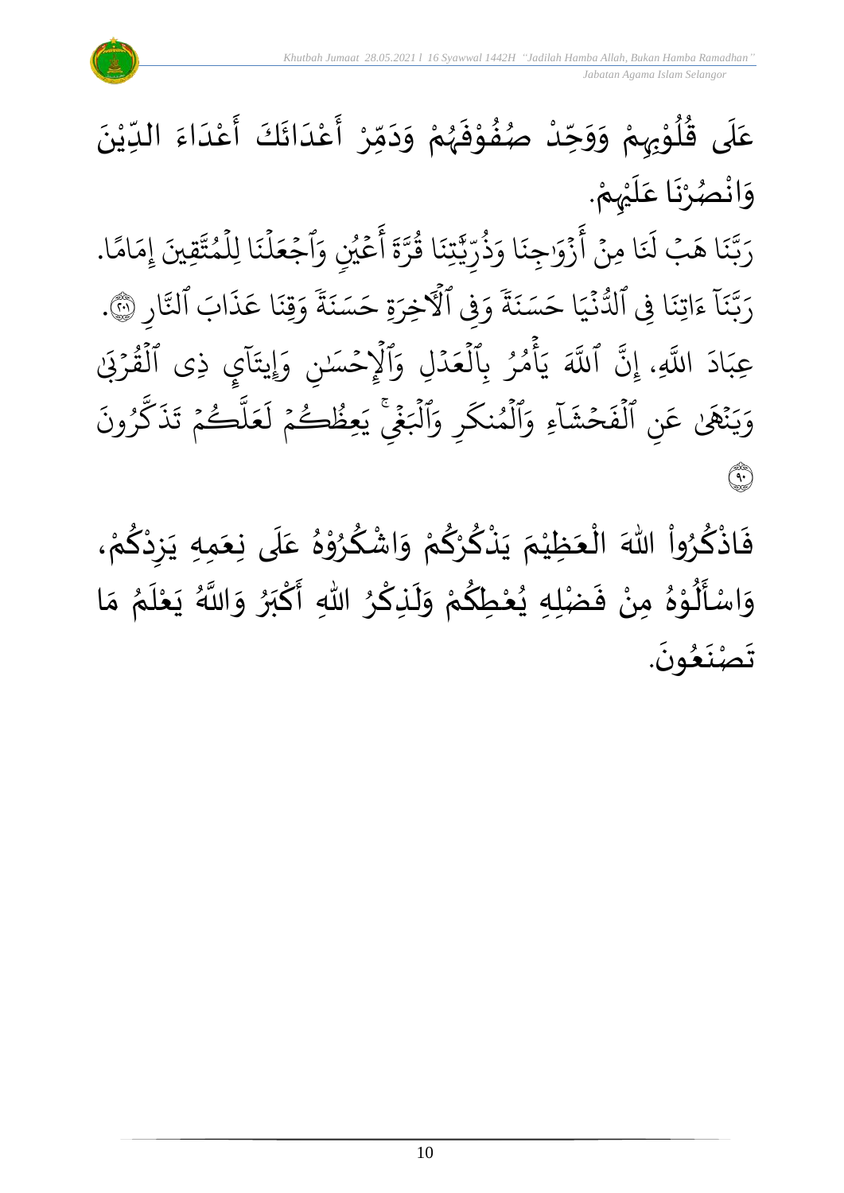عَلَى قُلُوْبِهِمْ وَوَحِّدْ صُفُوْفَهُمْ وَدَمِّرْ أَعْدَائَكَ أَعْدَاءَ الدِّيْنَ وَانْصُرْنَا عَلَيْهِمْ.

رَبَّنَا هَبْ لَنَا مِنْ أَزْوَٰجِنَا وَذُرِّيَّتِنَا قُرَّةَ أَعْيُنٍ وَٱجْعَلْنَا لِلْمُتَّقِينَ إِمَامًا.

رَبَّنَآ ءَاتِنَا فِي ٱلدُّنْيَا حَسَنَةً وَفِي ٱلْأَخِرَةِ حَسَنَةً وَقِنَا عَذَابَ ٱلنَّارِ ﴿٢٠١﴾.

عِبَادَ اللَّهِ، إِنَّ ٱللَّهَ يَأْمُرُ بِٱلْعَدْلِ وَٱلْإِحْسَـٰنِ وَإِيتَآيِٕ ذِى ٱلْقُرْبَىٰ وَيَنْهَىٰ عَنِ ٱلْفَحْشَآءِ وَٱلْمُنكَرِ وَٱلْبَغْيِ ۚ يَعِظُكُمْ لَعَلَّكُمْ تَذَكَّرُونَ ﴿٩٠﴾

فَاذْكُرُواْ اللهَ الْعَظِيْمَ يَذْكُرْكُمْ وَاشْكُرُوْهُ عَلَى نِعَمِهِ يَزِدْكُمْ، وَاسْأَلُوْهُ مِنْ فَضْلِهِ يُعْطِكُمْ وَلَذِكْرُ اللهِ أَكْبَرُ وَاللَّهُ يَعْلَمُ مَا تَصْنَعُونَ.